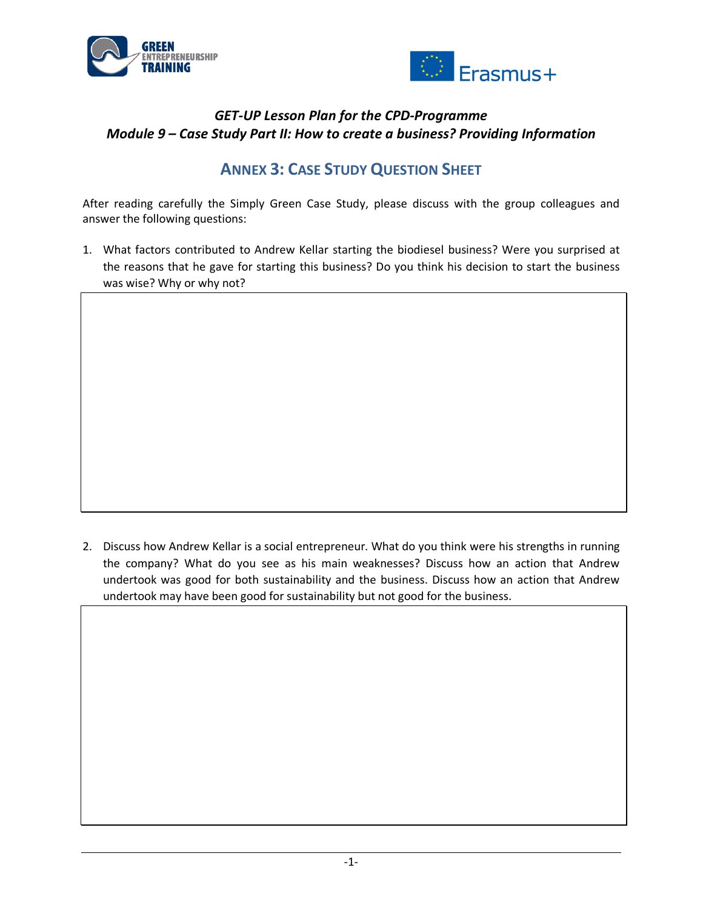*GET-UP Lesson Plan for the CPD-Programme*
*Module 9 – Case Study Part II: How to create a business? Providing Information*

## ANNEX 3: CASE STUDY QUESTION SHEET

After reading carefully the Simply Green Case Study, please discuss with the group colleagues and answer the following questions:

1. What factors contributed to Andrew Kellar starting the biodiesel business? Were you surprised at the reasons that he gave for starting this business? Do you think his decision to start the business was wise? Why or why not?

2. Discuss how Andrew Kellar is a social entrepreneur. What do you think were his strengths in running the company? What do you see as his main weaknesses? Discuss how an action that Andrew undertook was good for both sustainability and the business. Discuss how an action that Andrew undertook may have been good for sustainability but not good for the business.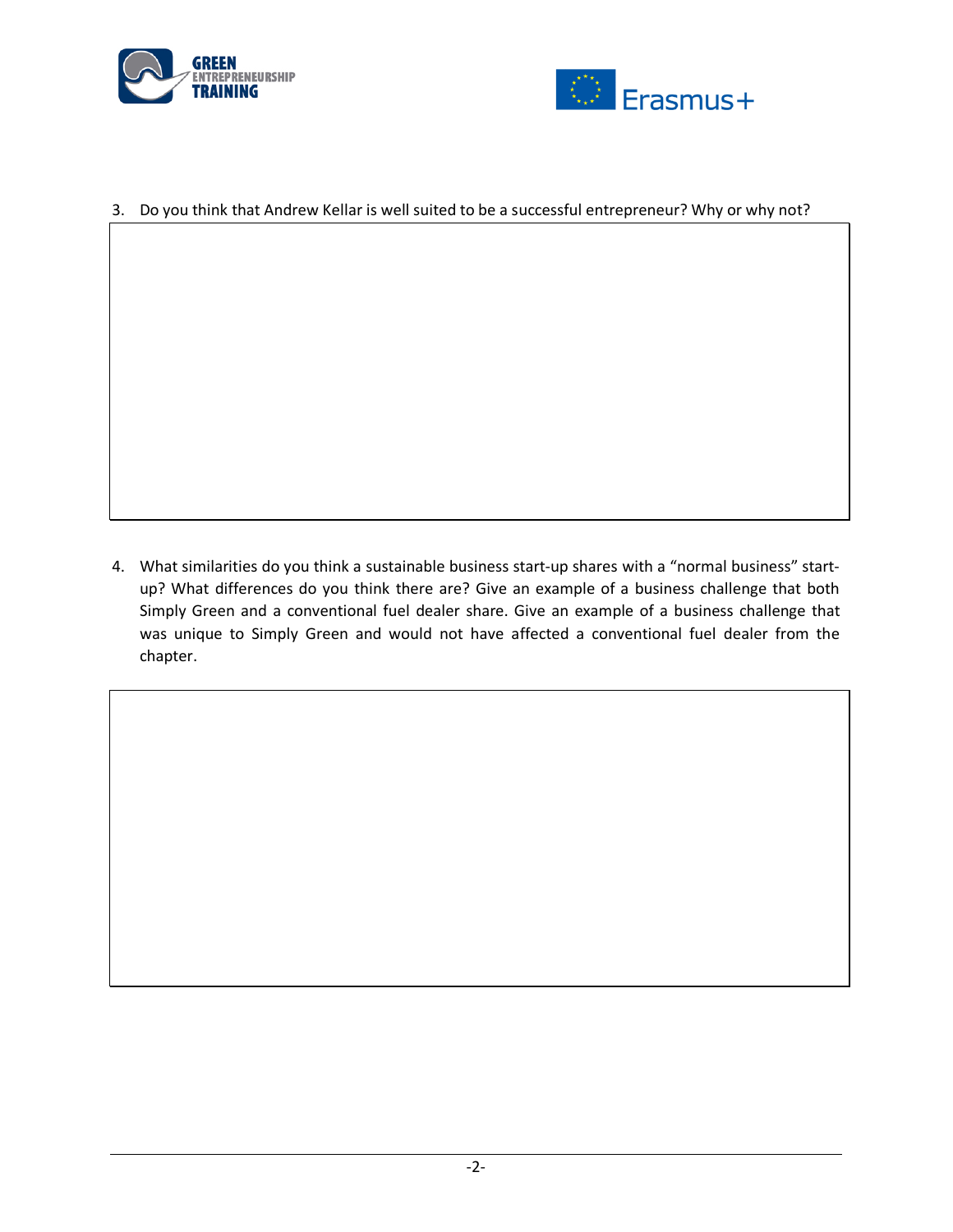3. Do you think that Andrew Kellar is well suited to be a successful entrepreneur? Why or why not?

4. What similarities do you think a sustainable business start-up shares with a "normal business" start-up? What differences do you think there are? Give an example of a business challenge that both Simply Green and a conventional fuel dealer share. Give an example of a business challenge that was unique to Simply Green and would not have affected a conventional fuel dealer from the chapter.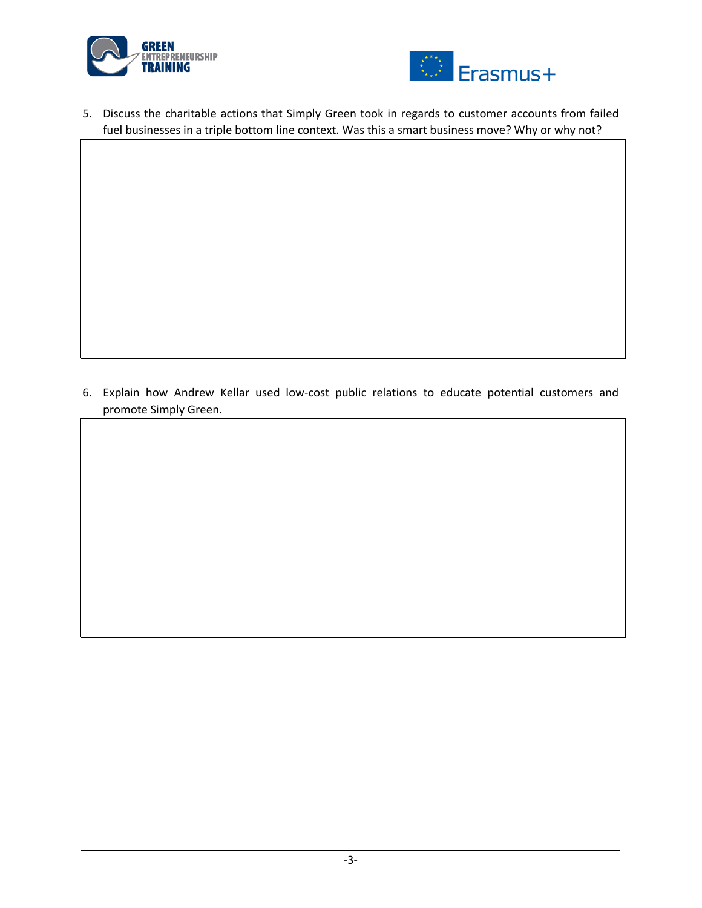5. Discuss the charitable actions that Simply Green took in regards to customer accounts from failed fuel businesses in a triple bottom line context. Was this a smart business move? Why or why not?

6. Explain how Andrew Kellar used low-cost public relations to educate potential customers and promote Simply Green.